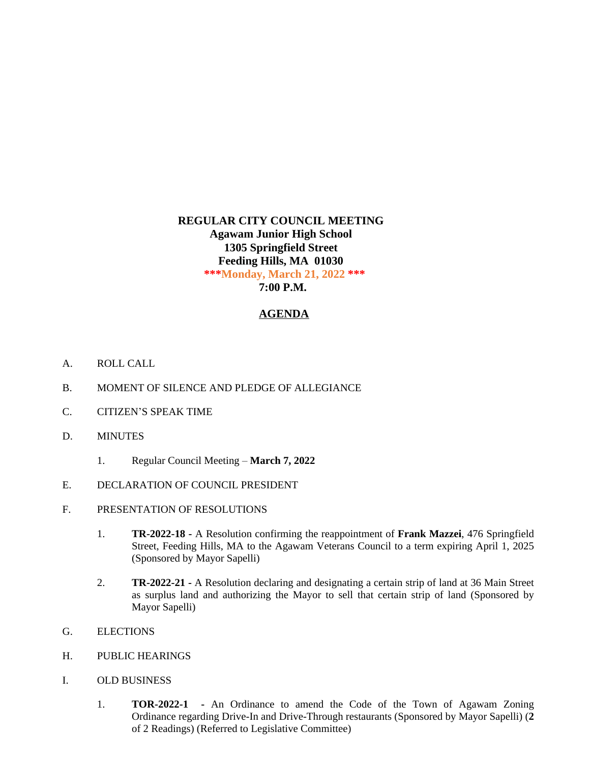**REGULAR CITY COUNCIL MEETING**
**Agawam Junior High School**
**1305 Springfield Street**
**Feeding Hills, MA 01030**
**\*\*\*Monday, March 21, 2022 \*\*\***
**7:00 P.M.**

## AGENDA

A. ROLL CALL

B. MOMENT OF SILENCE AND PLEDGE OF ALLEGIANCE

C. CITIZEN'S SPEAK TIME

D. MINUTES

1. Regular Council Meeting – **March 7, 2022**

E. DECLARATION OF COUNCIL PRESIDENT

F. PRESENTATION OF RESOLUTIONS

1. **TR-2022-18 -** A Resolution confirming the reappointment of **Frank Mazzei**, 476 Springfield Street, Feeding Hills, MA to the Agawam Veterans Council to a term expiring April 1, 2025 (Sponsored by Mayor Sapelli)

2. **TR-2022-21 -** A Resolution declaring and designating a certain strip of land at 36 Main Street as surplus land and authorizing the Mayor to sell that certain strip of land (Sponsored by Mayor Sapelli)

G. ELECTIONS

H. PUBLIC HEARINGS

I. OLD BUSINESS

1. **TOR-2022-1 -** An Ordinance to amend the Code of the Town of Agawam Zoning Ordinance regarding Drive-In and Drive-Through restaurants (Sponsored by Mayor Sapelli) (**2** of 2 Readings) (Referred to Legislative Committee)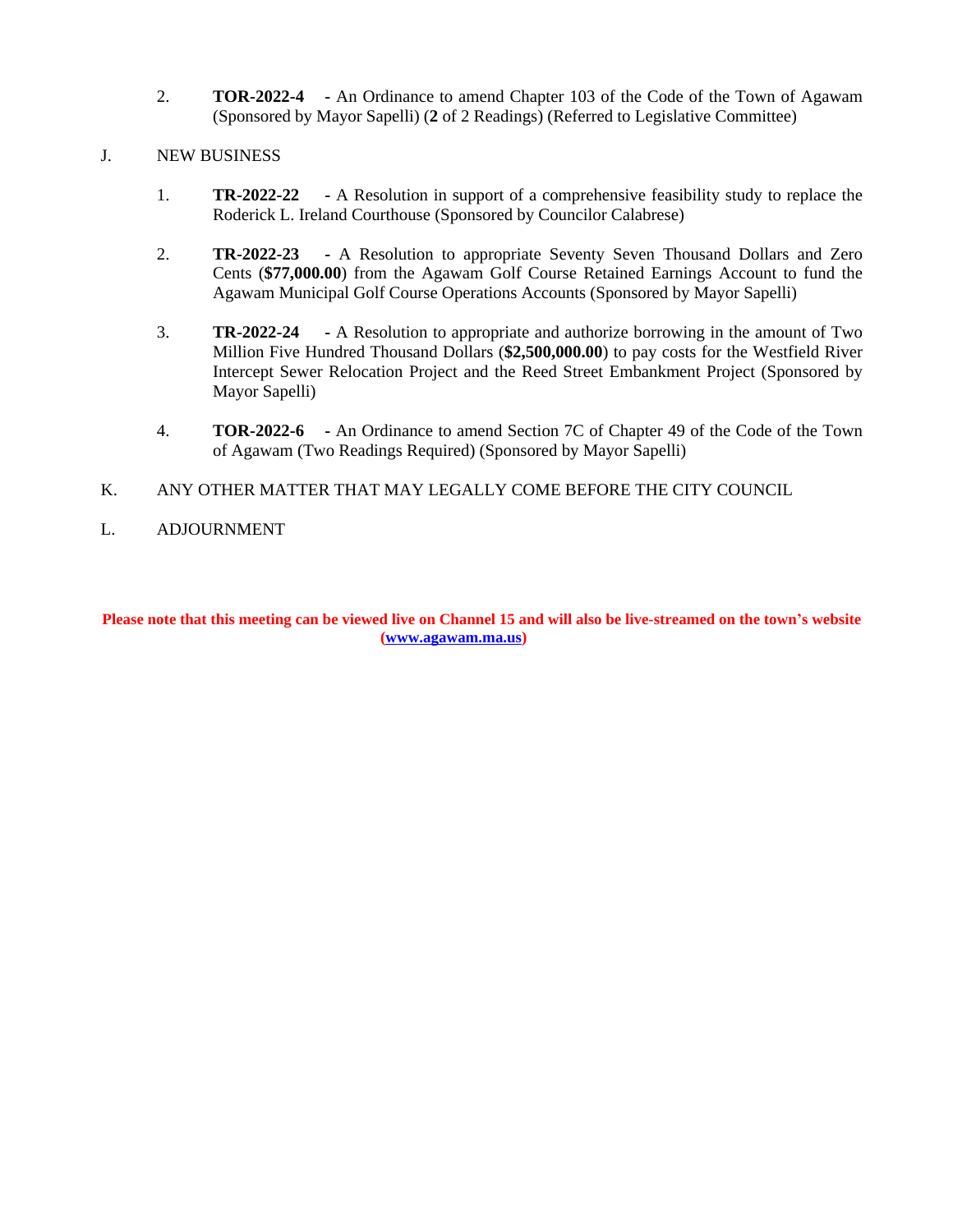2. **TOR-2022-4** - An Ordinance to amend Chapter 103 of the Code of the Town of Agawam (Sponsored by Mayor Sapelli) (**2** of 2 Readings) (Referred to Legislative Committee)

J. NEW BUSINESS

1. **TR-2022-22** - A Resolution in support of a comprehensive feasibility study to replace the Roderick L. Ireland Courthouse (Sponsored by Councilor Calabrese)

2. **TR-2022-23** - A Resolution to appropriate Seventy Seven Thousand Dollars and Zero Cents (**$77,000.00**) from the Agawam Golf Course Retained Earnings Account to fund the Agawam Municipal Golf Course Operations Accounts (Sponsored by Mayor Sapelli)

3. **TR-2022-24** - A Resolution to appropriate and authorize borrowing in the amount of Two Million Five Hundred Thousand Dollars (**$2,500,000.00**) to pay costs for the Westfield River Intercept Sewer Relocation Project and the Reed Street Embankment Project (Sponsored by Mayor Sapelli)

4. **TOR-2022-6** - An Ordinance to amend Section 7C of Chapter 49 of the Code of the Town of Agawam (Two Readings Required) (Sponsored by Mayor Sapelli)

K. ANY OTHER MATTER THAT MAY LEGALLY COME BEFORE THE CITY COUNCIL

L. ADJOURNMENT

**Please note that this meeting can be viewed live on Channel 15 and will also be live-streamed on the town's website (www.agawam.ma.us)**